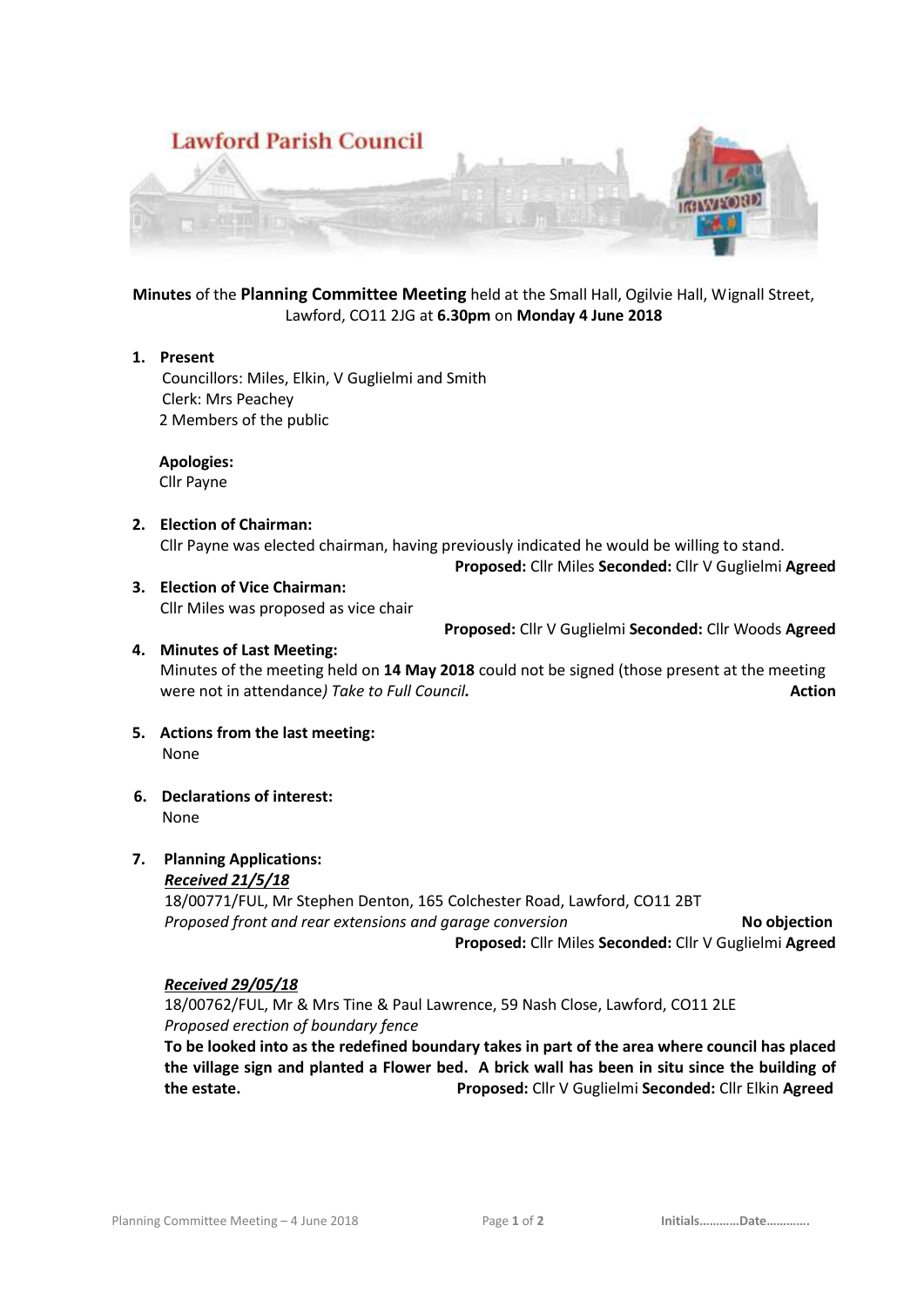**Lawford Parish Council**

**Minutes** of the **Planning Committee Meeting** held at the Small Hall, Ogilvie Hall, Wignall Street, Lawford, CO11 2JG at **6.30pm** on **Monday 4 June 2018**

1. **Present**
   Councillors: Miles, Elkin, V Guglielmi and Smith
   Clerk: Mrs Peachey
   2 Members of the public

   **Apologies:**
   Cllr Payne

2. **Election of Chairman:**
   Cllr Payne was elected chairman, having previously indicated he would be willing to stand.
   **Proposed:** Cllr Miles **Seconded:** Cllr V Guglielmi **Agreed**

3. **Election of Vice Chairman:**
   Cllr Miles was proposed as vice chair
   **Proposed:** Cllr V Guglielmi **Seconded:** Cllr Woods **Agreed**

4. **Minutes of Last Meeting:**
   Minutes of the meeting held on **14 May 2018** could not be signed (those present at the meeting were not in attendance*) Take to Full Council.* **Action**

5. **Actions from the last meeting:**
   None

6. **Declarations of interest:**
   None

7. **Planning Applications:**

   ***Received 21/5/18***
   18/00771/FUL, Mr Stephen Denton, 165 Colchester Road, Lawford, CO11 2BT
   *Proposed front and rear extensions and garage conversion* **No objection**
   **Proposed:** Cllr Miles **Seconded:** Cllr V Guglielmi **Agreed**

   ***Received 29/05/18***
   18/00762/FUL, Mr & Mrs Tine & Paul Lawrence, 59 Nash Close, Lawford, CO11 2LE
   *Proposed erection of boundary fence*
   **To be looked into as the redefined boundary takes in part of the area where council has placed the village sign and planted a Flower bed. A brick wall has been in situ since the building of the estate.** **Proposed:** Cllr V Guglielmi **Seconded:** Cllr Elkin **Agreed**

Initials…………Date………….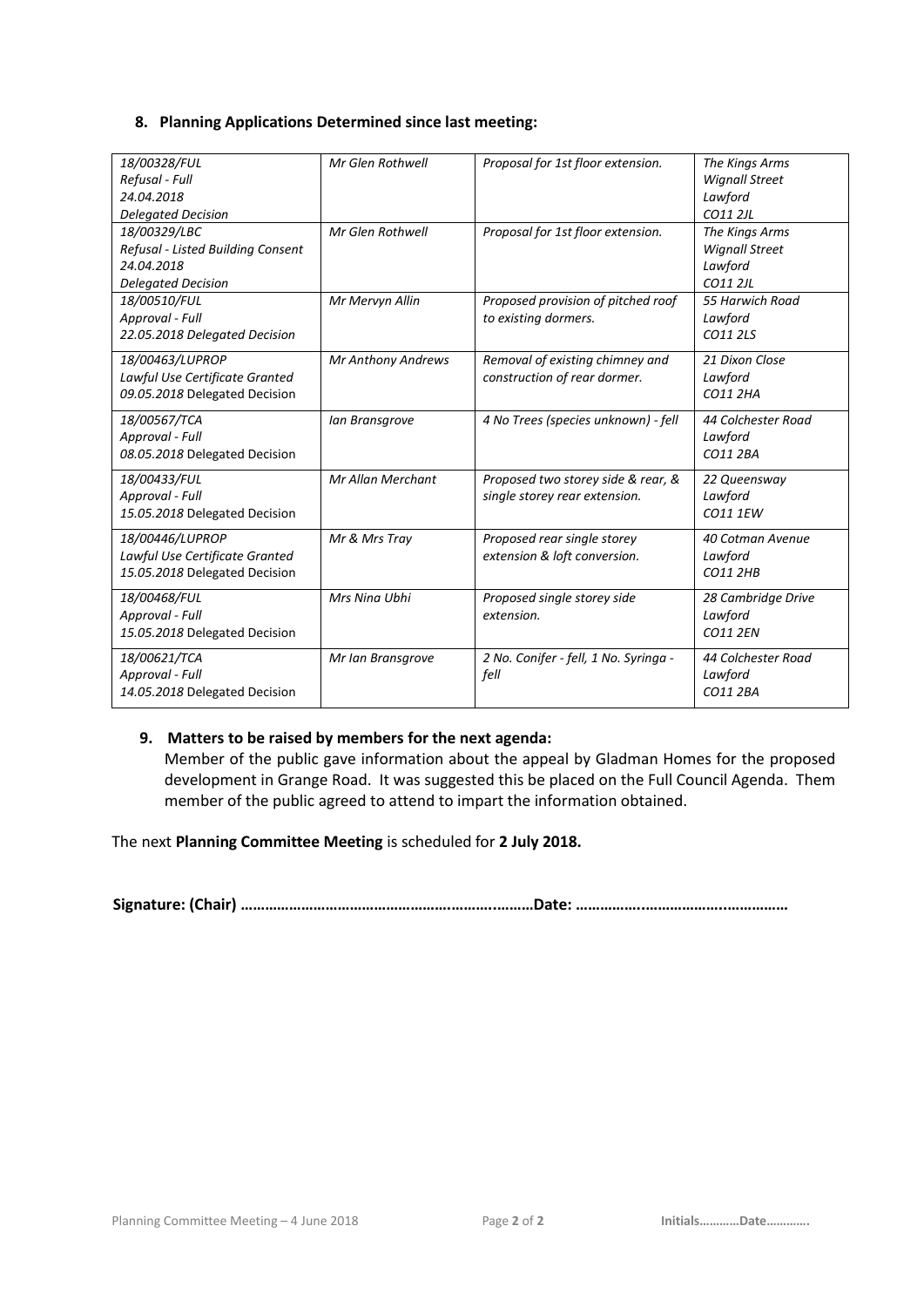## 8. Planning Applications Determined since last meeting:

| | | | |
|---|---|---|---|
| *18/00328/FUL*<br>*Refusal - Full*<br>*24.04.2018*<br>*Delegated Decision* | *Mr Glen Rothwell* | *Proposal for 1st floor extension.* | *The Kings Arms*<br>*Wignall Street*<br>*Lawford*<br>*CO11 2JL* |
| *18/00329/LBC*<br>*Refusal - Listed Building Consent*<br>*24.04.2018*<br>*Delegated Decision* | *Mr Glen Rothwell* | *Proposal for 1st floor extension.* | *The Kings Arms*<br>*Wignall Street*<br>*Lawford*<br>*CO11 2JL* |
| *18/00510/FUL*<br>*Approval - Full*<br>*22.05.2018 Delegated Decision* | *Mr Mervyn Allin* | *Proposed provision of pitched roof to existing dormers.* | *55 Harwich Road*<br>*Lawford*<br>*CO11 2LS* |
| *18/00463/LUPROP*<br>*Lawful Use Certificate Granted*<br>*09.05.2018* Delegated Decision | *Mr Anthony Andrews* | *Removal of existing chimney and construction of rear dormer.* | *21 Dixon Close*<br>*Lawford*<br>*CO11 2HA* |
| *18/00567/TCA*<br>*Approval - Full*<br>*08.05.2018* Delegated Decision | *Ian Bransgrove* | *4 No Trees (species unknown) - fell* | *44 Colchester Road*<br>*Lawford*<br>*CO11 2BA* |
| *18/00433/FUL*<br>*Approval - Full*<br>*15.05.2018* Delegated Decision | *Mr Allan Merchant* | *Proposed two storey side & rear, & single storey rear extension.* | *22 Queensway*<br>*Lawford*<br>*CO11 1EW* |
| *18/00446/LUPROP*<br>*Lawful Use Certificate Granted*<br>*15.05.2018* Delegated Decision | *Mr & Mrs Tray* | *Proposed rear single storey extension & loft conversion.* | *40 Cotman Avenue*<br>*Lawford*<br>*CO11 2HB* |
| *18/00468/FUL*<br>*Approval - Full*<br>*15.05.2018* Delegated Decision | *Mrs Nina Ubhi* | *Proposed single storey side extension.* | *28 Cambridge Drive*<br>*Lawford*<br>*CO11 2EN* |
| *18/00621/TCA*<br>*Approval - Full*<br>*14.05.2018* Delegated Decision | *Mr Ian Bransgrove* | *2 No. Conifer - fell, 1 No. Syringa - fell* | *44 Colchester Road*<br>*Lawford*<br>*CO11 2BA* |

## 9. Matters to be raised by members for the next agenda:

Member of the public gave information about the appeal by Gladman Homes for the proposed development in Grange Road. It was suggested this be placed on the Full Council Agenda. Them member of the public agreed to attend to impart the information obtained.

The next **Planning Committee Meeting** is scheduled for **2 July 2018.**

**Signature: (Chair) ……………………………………………………..………Date: ……………..……………..……………**

Planning Committee Meeting – 4 June 2018 Initials…………Date………….